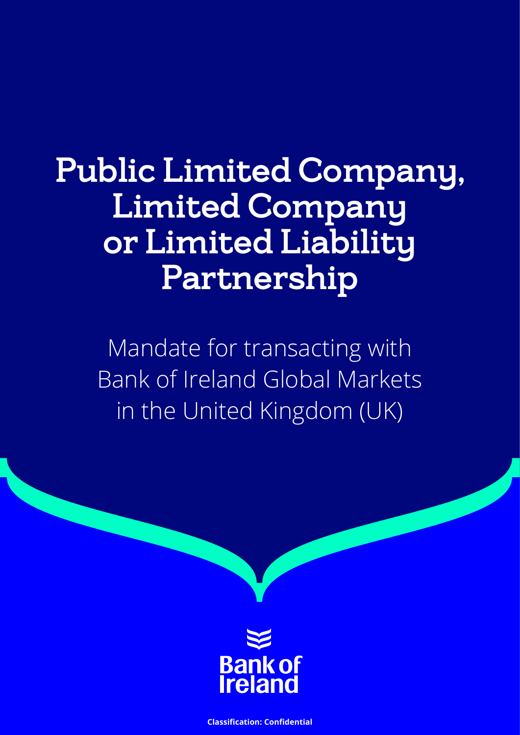# Public Limited Company, Limited Company or Limited Liability Partnership

Mandate for transacting with Bank of Ireland Global Markets in the United Kingdom (UK)

Bank of Ireland

**Classification: Confidential**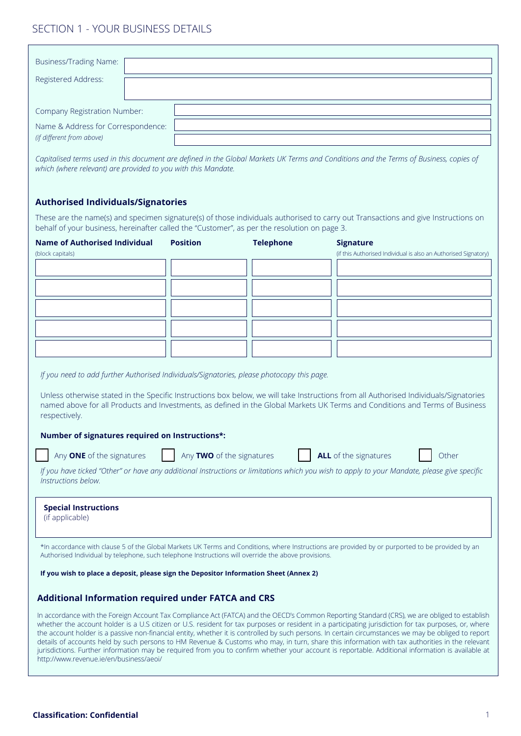# SECTION 1 - YOUR BUSINESS DETAILS

| | |
|---|---|
| Business/Trading Name: | |
| Registered Address: | |
| Company Registration Number: | |
| Name & Address for Correspondence: *(if different from above)* | |

*Capitalised terms used in this document are defined in the Global Markets UK Terms and Conditions and the Terms of Business, copies of which (where relevant) are provided to you with this Mandate.*

### Authorised Individuals/Signatories

These are the name(s) and specimen signature(s) of those individuals authorised to carry out Transactions and give Instructions on behalf of your business, hereinafter called the "Customer", as per the resolution on page 3.

| **Name of Authorised Individual** (block capitals) | **Position** | **Telephone** | **Signature** (if this Authorised Individual is also an Authorised Signatory) |
|---|---|---|---|
| | | | |
| | | | |
| | | | |
| | | | |
| | | | |

*If you need to add further Authorised Individuals/Signatories, please photocopy this page.*

Unless otherwise stated in the Specific Instructions box below, we will take Instructions from all Authorised Individuals/Signatories named above for all Products and Investments, as defined in the Global Markets UK Terms and Conditions and Terms of Business respectively.

**Number of signatures required on Instructions*:**

☐ Any **ONE** of the signatures ☐ Any **TWO** of the signatures ☐ **ALL** of the signatures ☐ Other

*If you have ticked "Other" or have any additional Instructions or limitations which you wish to apply to your Mandate, please give specific Instructions below.*

| **Special Instructions** (if applicable) | |
|---|---|

*In accordance with clause 5 of the Global Markets UK Terms and Conditions, where Instructions are provided by or purported to be provided by an Authorised Individual by telephone, such telephone Instructions will override the above provisions.

**If you wish to place a deposit, please sign the Depositor Information Sheet (Annex 2)**

### Additional Information required under FATCA and CRS

In accordance with the Foreign Account Tax Compliance Act (FATCA) and the OECD's Common Reporting Standard (CRS), we are obliged to establish whether the account holder is a U.S citizen or U.S. resident for tax purposes or resident in a participating jurisdiction for tax purposes, or, where the account holder is a passive non-financial entity, whether it is controlled by such persons. In certain circumstances we may be obliged to report details of accounts held by such persons to HM Revenue & Customs who may, in turn, share this information with tax authorities in the relevant jurisdictions. Further information may be required from you to confirm whether your account is reportable. Additional information is available at http://www.revenue.ie/en/business/aeoi/

**Classification: Confidential**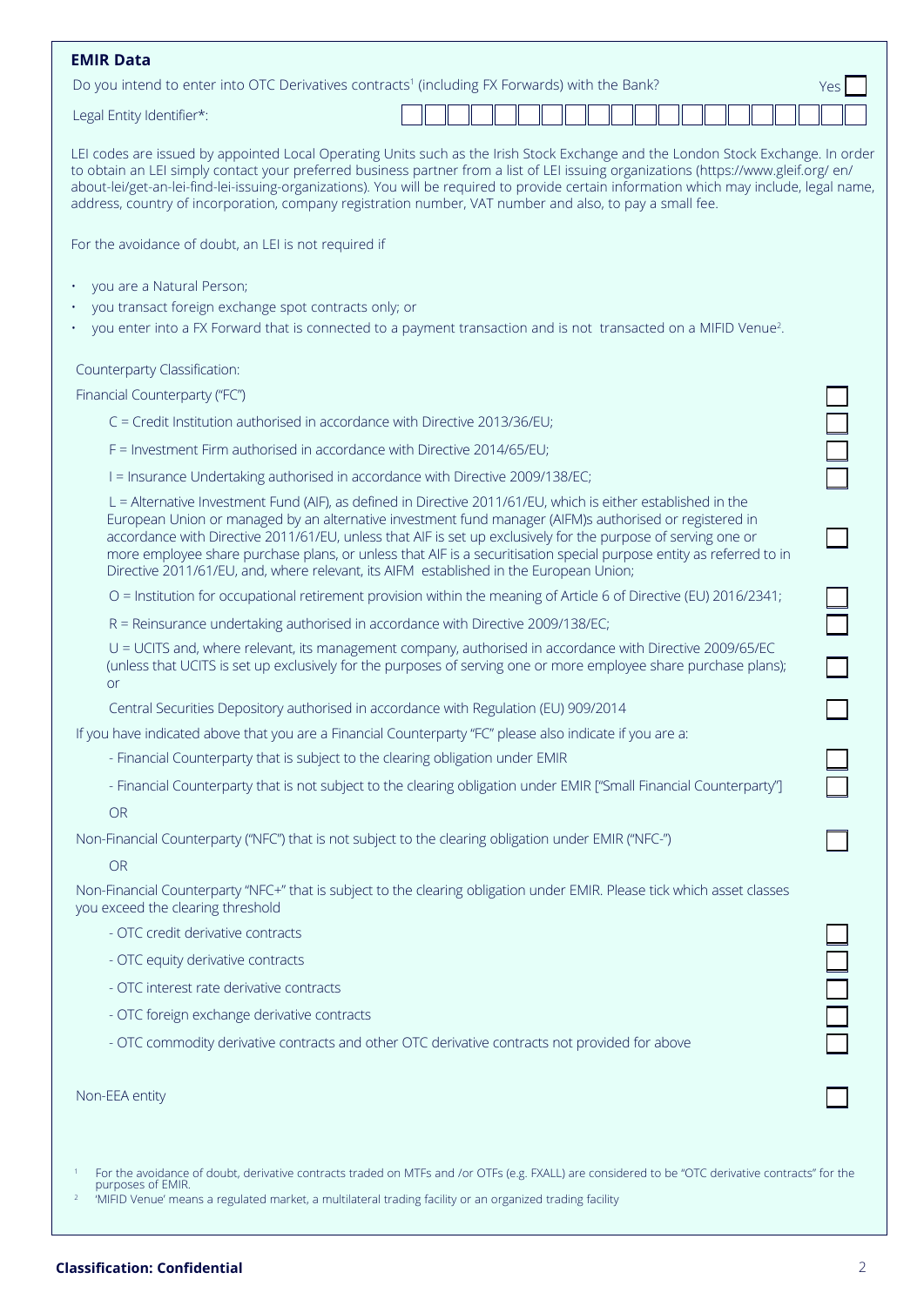## EMIR Data

Do you intend to enter into OTC Derivatives contracts[1] (including FX Forwards) with the Bank? Yes ☐

Legal Entity Identifier*: ☐☐☐☐☐☐☐☐☐☐☐☐☐☐☐☐☐☐☐☐

LEI codes are issued by appointed Local Operating Units such as the Irish Stock Exchange and the London Stock Exchange. In order to obtain an LEI simply contact your preferred business partner from a list of LEI issuing organizations (https://www.gleif.org/ en/ about-lei/get-an-lei-find-lei-issuing-organizations). You will be required to provide certain information which may include, legal name, address, country of incorporation, company registration number, VAT number and also, to pay a small fee.

For the avoidance of doubt, an LEI is not required if

- you are a Natural Person;
- you transact foreign exchange spot contracts only; or
- you enter into a FX Forward that is connected to a payment transaction and is not transacted on a MIFID Venue[2].

Counterparty Classification:

Financial Counterparty ("FC") ☐

C = Credit Institution authorised in accordance with Directive 2013/36/EU; ☐

F = Investment Firm authorised in accordance with Directive 2014/65/EU; ☐

I = Insurance Undertaking authorised in accordance with Directive 2009/138/EC; ☐

L = Alternative Investment Fund (AIF), as defined in Directive 2011/61/EU, which is either established in the European Union or managed by an alternative investment fund manager (AIFM)s authorised or registered in accordance with Directive 2011/61/EU, unless that AIF is set up exclusively for the purpose of serving one or more employee share purchase plans, or unless that AIF is a securitisation special purpose entity as referred to in Directive 2011/61/EU, and, where relevant, its AIFM established in the European Union; ☐

O = Institution for occupational retirement provision within the meaning of Article 6 of Directive (EU) 2016/2341; ☐

R = Reinsurance undertaking authorised in accordance with Directive 2009/138/EC; ☐

U = UCITS and, where relevant, its management company, authorised in accordance with Directive 2009/65/EC (unless that UCITS is set up exclusively for the purposes of serving one or more employee share purchase plans); or ☐

Central Securities Depository authorised in accordance with Regulation (EU) 909/2014 ☐

If you have indicated above that you are a Financial Counterparty "FC" please also indicate if you are a:

- Financial Counterparty that is subject to the clearing obligation under EMIR ☐
- Financial Counterparty that is not subject to the clearing obligation under EMIR ["Small Financial Counterparty"] ☐

OR

Non-Financial Counterparty ("NFC") that is not subject to the clearing obligation under EMIR ("NFC-") ☐

OR

Non-Financial Counterparty "NFC+" that is subject to the clearing obligation under EMIR. Please tick which asset classes you exceed the clearing threshold

- OTC credit derivative contracts ☐
- OTC equity derivative contracts ☐
- OTC interest rate derivative contracts ☐
- OTC foreign exchange derivative contracts ☐
- OTC commodity derivative contracts and other OTC derivative contracts not provided for above ☐

Non-EEA entity ☐

[1] For the avoidance of doubt, derivative contracts traded on MTFs and /or OTFs (e.g. FXALL) are considered to be "OTC derivative contracts" for the purposes of EMIR.

[2] 'MIFID Venue' means a regulated market, a multilateral trading facility or an organized trading facility

**Classification: Confidential**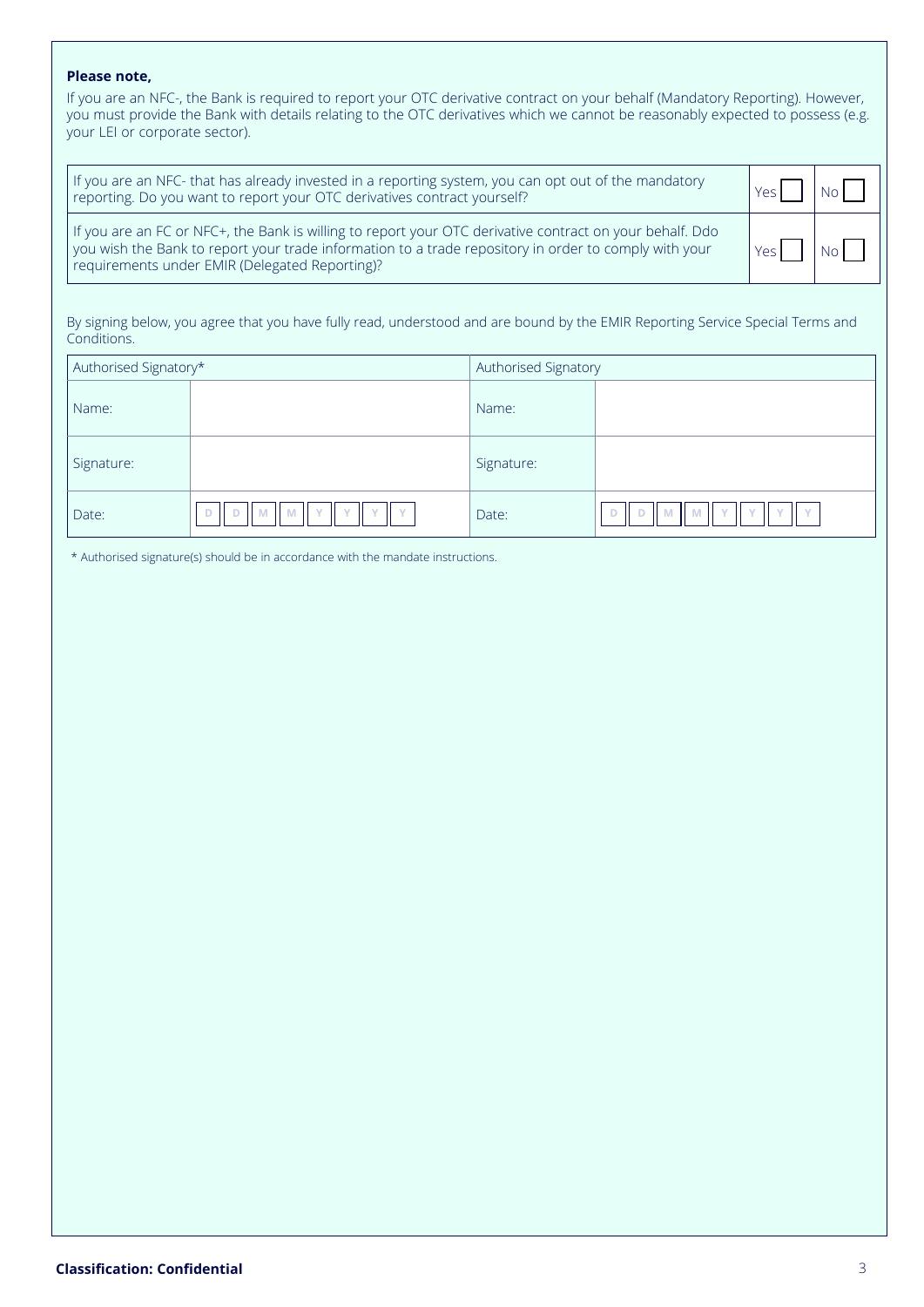**Please note,**

If you are an NFC-, the Bank is required to report your OTC derivative contract on your behalf (Mandatory Reporting). However, you must provide the Bank with details relating to the OTC derivatives which we cannot be reasonably expected to possess (e.g. your LEI or corporate sector).

| | | |
|---|---|---|
| If you are an NFC- that has already invested in a reporting system, you can opt out of the mandatory reporting. Do you want to report your OTC derivatives contract yourself? | Yes ☐ | No ☐ |
| If you are an FC or NFC+, the Bank is willing to report your OTC derivative contract on your behalf. Ddo you wish the Bank to report your trade information to a trade repository in order to comply with your requirements under EMIR (Delegated Reporting)? | Yes ☐ | No ☐ |

By signing below, you agree that you have fully read, understood and are bound by the EMIR Reporting Service Special Terms and Conditions.

| Authorised Signatory* | | Authorised Signatory | |
|---|---|---|---|
| Name: | | Name: | |
| Signature: | | Signature: | |
| Date: | D D M M Y Y Y Y | Date: | D D M M Y Y Y Y |

* Authorised signature(s) should be in accordance with the mandate instructions.

**Classification: Confidential**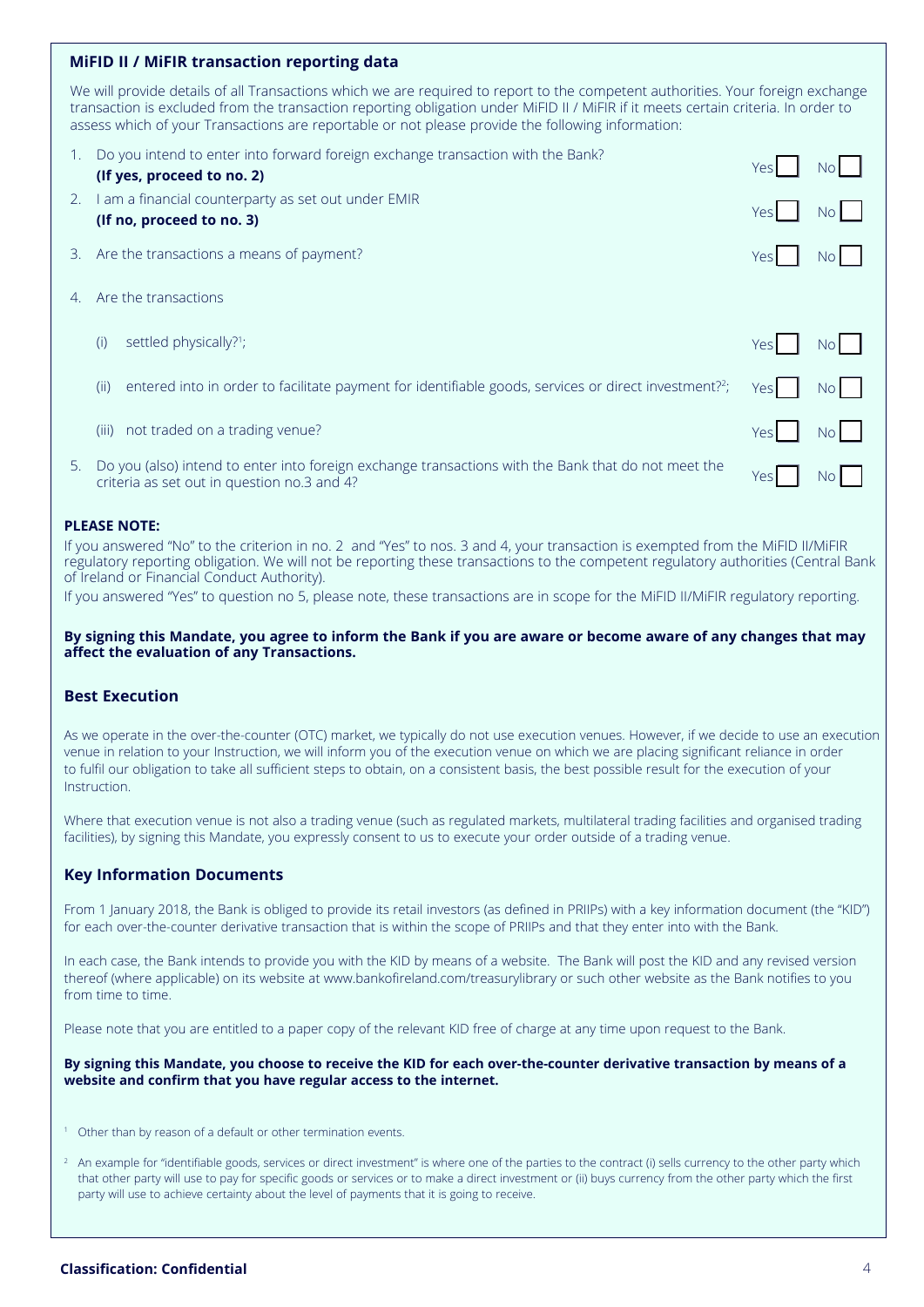## MiFID II / MiFIR transaction reporting data

We will provide details of all Transactions which we are required to report to the competent authorities. Your foreign exchange transaction is excluded from the transaction reporting obligation under MiFID II / MiFIR if it meets certain criteria. In order to assess which of your Transactions are reportable or not please provide the following information:

1. Do you intend to enter into forward foreign exchange transaction with the Bank? **(If yes, proceed to no. 2)** Yes ☐ No ☐
2. I am a financial counterparty as set out under EMIR **(If no, proceed to no. 3)** Yes ☐ No ☐
3. Are the transactions a means of payment? Yes ☐ No ☐
4. Are the transactions
   - (i) settled physically?[1]; Yes ☐ No ☐
   - (ii) entered into in order to facilitate payment for identifiable goods, services or direct investment?[2]; Yes ☐ No ☐
   - (iii) not traded on a trading venue? Yes ☐ No ☐
5. Do you (also) intend to enter into foreign exchange transactions with the Bank that do not meet the criteria as set out in question no.3 and 4? Yes ☐ No ☐

**PLEASE NOTE:**

If you answered "No" to the criterion in no. 2 and "Yes" to nos. 3 and 4, your transaction is exempted from the MiFID II/MiFIR regulatory reporting obligation. We will not be reporting these transactions to the competent regulatory authorities (Central Bank of Ireland or Financial Conduct Authority).

If you answered "Yes" to question no 5, please note, these transactions are in scope for the MiFID II/MiFIR regulatory reporting.

**By signing this Mandate, you agree to inform the Bank if you are aware or become aware of any changes that may affect the evaluation of any Transactions.**

## Best Execution

As we operate in the over-the-counter (OTC) market, we typically do not use execution venues. However, if we decide to use an execution venue in relation to your Instruction, we will inform you of the execution venue on which we are placing significant reliance in order to fulfil our obligation to take all sufficient steps to obtain, on a consistent basis, the best possible result for the execution of your Instruction.

Where that execution venue is not also a trading venue (such as regulated markets, multilateral trading facilities and organised trading facilities), by signing this Mandate, you expressly consent to us to execute your order outside of a trading venue.

## Key Information Documents

From 1 January 2018, the Bank is obliged to provide its retail investors (as defined in PRIIPs) with a key information document (the "KID") for each over-the-counter derivative transaction that is within the scope of PRIIPs and that they enter into with the Bank.

In each case, the Bank intends to provide you with the KID by means of a website. The Bank will post the KID and any revised version thereof (where applicable) on its website at www.bankofireland.com/treasurylibrary or such other website as the Bank notifies to you from time to time.

Please note that you are entitled to a paper copy of the relevant KID free of charge at any time upon request to the Bank.

**By signing this Mandate, you choose to receive the KID for each over-the-counter derivative transaction by means of a website and confirm that you have regular access to the internet.**

[1] Other than by reason of a default or other termination events.

[2] An example for "identifiable goods, services or direct investment" is where one of the parties to the contract (i) sells currency to the other party which that other party will use to pay for specific goods or services or to make a direct investment or (ii) buys currency from the other party which the first party will use to achieve certainty about the level of payments that it is going to receive.

**Classification: Confidential**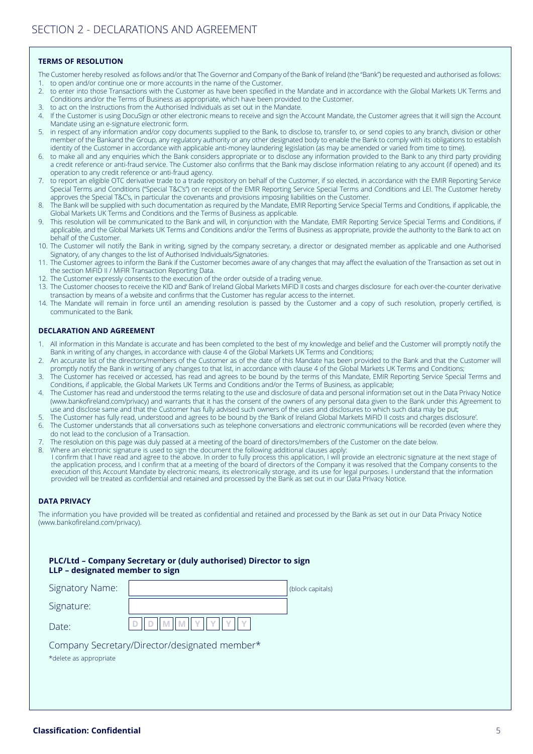# SECTION 2 - DECLARATIONS AND AGREEMENT

**TERMS OF RESOLUTION**

The Customer hereby resolved as follows and/or that The Governor and Company of the Bank of Ireland (the "Bank") be requested and authorised as follows:

1. to open and/or continue one or more accounts in the name of the Customer.
2. to enter into those Transactions with the Customer as have been specified in the Mandate and in accordance with the Global Markets UK Terms and Conditions and/or the Terms of Business as appropriate, which have been provided to the Customer.
3. to act on the Instructions from the Authorised Individuals as set out in the Mandate.
4. If the Customer is using DocuSign or other electronic means to receive and sign the Account Mandate, the Customer agrees that it will sign the Account Mandate using an e-signature electronic form.
5. in respect of any information and/or copy documents supplied to the Bank, to disclose to, transfer to, or send copies to any branch, division or other member of the Bankand the Group, any regulatory authority or any other designated body to enable the Bank to comply with its obligations to establish identity of the Customer in accordance with applicable anti-money laundering legislation (as may be amended or varied from time to time).
6. to make all and any enquiries which the Bank considers appropriate or to disclose any information provided to the Bank to any third party providing a credit reference or anti-fraud service. The Customer also confirms that the Bank may disclose information relating to any account (if opened) and its operation to any credit reference or anti-fraud agency.
7. to report an eligible OTC derivative trade to a trade repository on behalf of the Customer, if so elected, in accordance with the EMIR Reporting Service Special Terms and Conditions ("Special T&C's") on receipt of the EMIR Reporting Service Special Terms and Conditions and LEI. The Customer hereby approves the Special T&C's, in particular the covenants and provisions imposing liabilities on the Customer.
8. The Bank will be supplied with such documentation as required by the Mandate, EMIR Reporting Service Special Terms and Conditions, if applicable, the Global Markets UK Terms and Conditions and the Terms of Business as applicable.
9. This resolution will be communicated to the Bank and will, in conjunction with the Mandate, EMIR Reporting Service Special Terms and Conditions, if applicable, and the Global Markets UK Terms and Conditions and/or the Terms of Business as appropriate, provide the authority to the Bank to act on behalf of the Customer.
10. The Customer will notify the Bank in writing, signed by the company secretary, a director or designated member as applicable and one Authorised Signatory, of any changes to the list of Authorised Individuals/Signatories.
11. The Customer agrees to inform the Bank if the Customer becomes aware of any changes that may affect the evaluation of the Transaction as set out in the section MiFID II / MiFIR Transaction Reporting Data.
12. The Customer expressly consents to the execution of the order outside of a trading venue.
13. The Customer chooses to receive the KID and' Bank of Ireland Global Markets MiFID II costs and charges disclosure for each over-the-counter derivative transaction by means of a website and confirms that the Customer has regular access to the internet.
14. The Mandate will remain in force until an amending resolution is passed by the Customer and a copy of such resolution, properly certified, is communicated to the Bank.

**DECLARATION AND AGREEMENT**

1. All information in this Mandate is accurate and has been completed to the best of my knowledge and belief and the Customer will promptly notify the Bank in writing of any changes, in accordance with clause 4 of the Global Markets UK Terms and Conditions;
2. An accurate list of the directors/members of the Customer as of the date of this Mandate has been provided to the Bank and that the Customer will promptly notify the Bank in writing of any changes to that list, in accordance with clause 4 of the Global Markets UK Terms and Conditions;
3. The Customer has received or accessed, has read and agrees to be bound by the terms of this Mandate, EMIR Reporting Service Special Terms and Conditions, if applicable, the Global Markets UK Terms and Conditions and/or the Terms of Business, as applicable;
4. The Customer has read and understood the terms relating to the use and disclosure of data and personal information set out in the Data Privacy Notice (www.bankofireland.com/privacy) and warrants that it has the consent of the owners of any personal data given to the Bank under this Agreement to use and disclose same and that the Customer has fully advised such owners of the uses and disclosures to which such data may be put;
5. The Customer has fully read, understood and agrees to be bound by the 'Bank of Ireland Global Markets MiFID II costs and charges disclosure'.
6. The Customer understands that all conversations such as telephone conversations and electronic communications will be recorded (even where they do not lead to the conclusion of a Transaction.
7. The resolution on this page was duly passed at a meeting of the board of directors/members of the Customer on the date below.
8. Where an electronic signature is used to sign the document the following additional clauses apply:
   I confirm that I have read and agree to the above. In order to fully process this application, I will provide an electronic signature at the next stage of the application process, and I confirm that at a meeting of the board of directors of the Company it was resolved that the Company consents to the execution of this Account Mandate by electronic means, its electronically storage, and its use for legal purposes. I understand that the information provided will be treated as confidential and retained and processed by the Bank as set out in our Data Privacy Notice.

**DATA PRIVACY**

The information you have provided will be treated as confidential and retained and processed by the Bank as set out in our Data Privacy Notice (www.bankofireland.com/privacy).

**PLC/Ltd – Company Secretary or (duly authorised) Director to sign**
**LLP – designated member to sign**

Signatory Name: ____________________ (block capitals)

Signature: ____________________

Date: D D M M Y Y Y Y

Company Secretary/Director/designated member*

*delete as appropriate

**Classification: Confidential**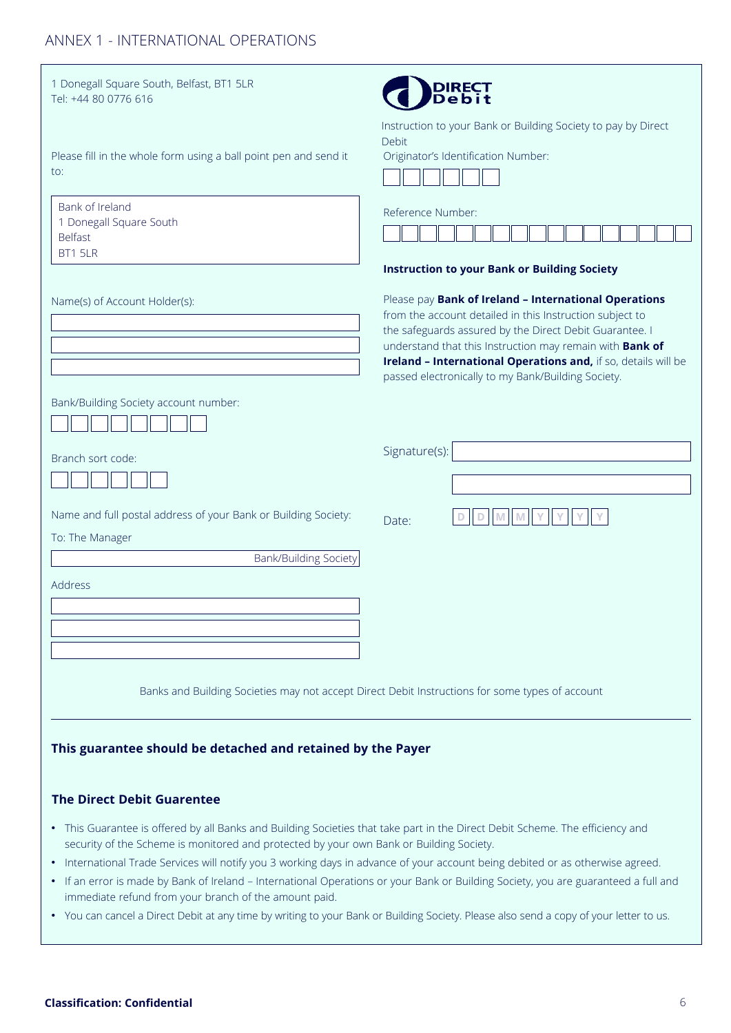## ANNEX 1 - INTERNATIONAL OPERATIONS

1 Donegall Square South, Belfast, BT1 5LR
Tel: +44 80 0776 616

**DIRECT Debit**

Instruction to your Bank or Building Society to pay by Direct Debit

Please fill in the whole form using a ball point pen and send it to:

Bank of Ireland
1 Donegall Square South
Belfast
BT1 5LR

Originator's Identification Number:

| | | | | | |
|---|---|---|---|---|---|

Reference Number:

| | | | | | | | | | | | | | | | | |
|---|---|---|---|---|---|---|---|---|---|---|---|---|---|---|---|---|

Name(s) of Account Holder(s):

______________________________

______________________________

______________________________

Bank/Building Society account number:

| | | | | | | | |
|---|---|---|---|---|---|---|---|

Branch sort code:

| | | | | | |
|---|---|---|---|---|---|

Name and full postal address of your Bank or Building Society:

To: The Manager

______________________________ Bank/Building Society

Address

______________________________

______________________________

______________________________

**Instruction to your Bank or Building Society**

Please pay **Bank of Ireland – International Operations** from the account detailed in this Instruction subject to the safeguards assured by the Direct Debit Guarantee. I understand that this Instruction may remain with **Bank of Ireland – International Operations and,** if so, details will be passed electronically to my Bank/Building Society.

Signature(s): ______________________________

______________________________

Date:

| D | D | M | M | Y | Y | Y | Y |
|---|---|---|---|---|---|---|---|

Banks and Building Societies may not accept Direct Debit Instructions for some types of account

---

**This guarantee should be detached and retained by the Payer**

### The Direct Debit Guarentee

- This Guarantee is offered by all Banks and Building Societies that take part in the Direct Debit Scheme. The efficiency and security of the Scheme is monitored and protected by your own Bank or Building Society.
- International Trade Services will notify you 3 working days in advance of your account being debited or as otherwise agreed.
- If an error is made by Bank of Ireland – International Operations or your Bank or Building Society, you are guaranteed a full and immediate refund from your branch of the amount paid.
- You can cancel a Direct Debit at any time by writing to your Bank or Building Society. Please also send a copy of your letter to us.

**Classification: Confidential**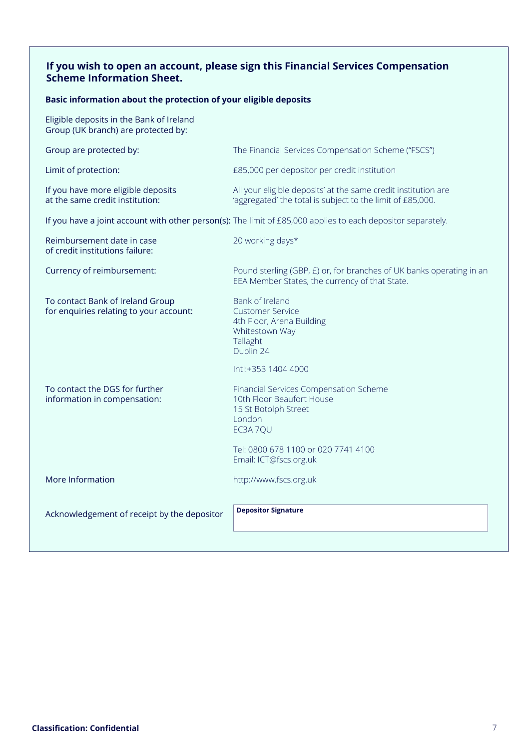## If you wish to open an account, please sign this Financial Services Compensation Scheme Information Sheet.

**Basic information about the protection of your eligible deposits**

| | |
|---|---|
| Eligible deposits in the Bank of Ireland Group (UK branch) are protected by: | |
| Group are protected by: | The Financial Services Compensation Scheme ("FSCS") |
| Limit of protection: | £85,000 per depositor per credit institution |
| If you have more eligible deposits at the same credit institution: | All your eligible deposits' at the same credit institution are 'aggregated' the total is subject to the limit of £85,000. |
| If you have a joint account with other person(s): | The limit of £85,000 applies to each depositor separately. |
| Reimbursement date in case of credit institutions failure: | 20 working days* |
| Currency of reimbursement: | Pound sterling (GBP, £) or, for branches of UK banks operating in an EEA Member States, the currency of that State. |
| To contact Bank of Ireland Group for enquiries relating to your account: | Bank of Ireland<br>Customer Service<br>4th Floor, Arena Building<br>Whitestown Way<br>Tallaght<br>Dublin 24<br><br>Intl:+353 1404 4000 |
| To contact the DGS for further information in compensation: | Financial Services Compensation Scheme<br>10th Floor Beaufort House<br>15 St Botolph Street<br>London<br>EC3A 7QU<br><br>Tel: 0800 678 1100 or 020 7741 4100<br>Email: ICT@fscs.org.uk |
| More Information | http://www.fscs.org.uk |
| Acknowledgement of receipt by the depositor | **Depositor Signature** |

**Classification: Confidential**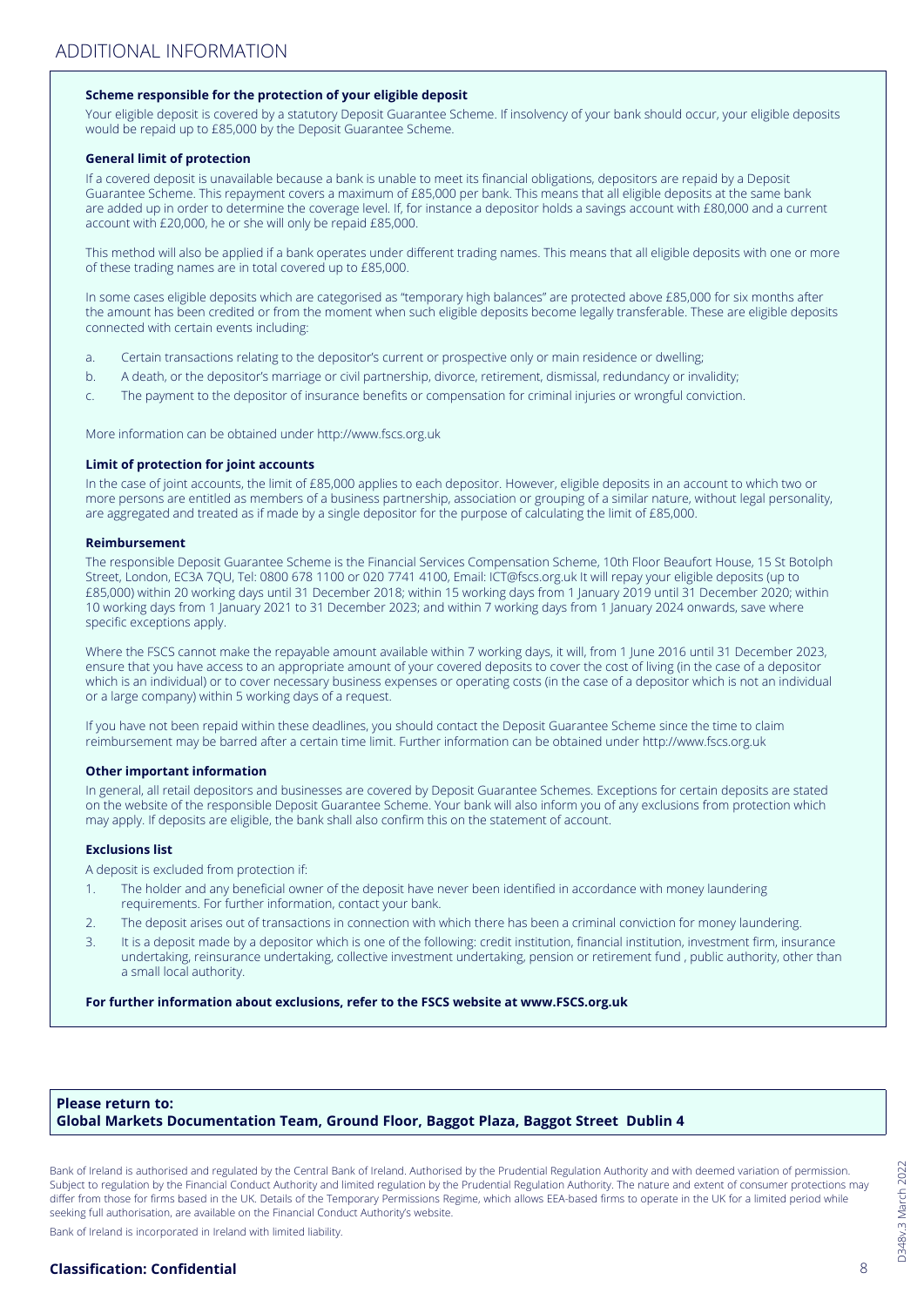# ADDITIONAL INFORMATION

**Scheme responsible for the protection of your eligible deposit**

Your eligible deposit is covered by a statutory Deposit Guarantee Scheme. If insolvency of your bank should occur, your eligible deposits would be repaid up to £85,000 by the Deposit Guarantee Scheme.

**General limit of protection**

If a covered deposit is unavailable because a bank is unable to meet its financial obligations, depositors are repaid by a Deposit Guarantee Scheme. This repayment covers a maximum of £85,000 per bank. This means that all eligible deposits at the same bank are added up in order to determine the coverage level. If, for instance a depositor holds a savings account with £80,000 and a current account with £20,000, he or she will only be repaid £85,000.

This method will also be applied if a bank operates under different trading names. This means that all eligible deposits with one or more of these trading names are in total covered up to £85,000.

In some cases eligible deposits which are categorised as "temporary high balances" are protected above £85,000 for six months after the amount has been credited or from the moment when such eligible deposits become legally transferable. These are eligible deposits connected with certain events including:

a. Certain transactions relating to the depositor's current or prospective only or main residence or dwelling;
b. A death, or the depositor's marriage or civil partnership, divorce, retirement, dismissal, redundancy or invalidity;
c. The payment to the depositor of insurance benefits or compensation for criminal injuries or wrongful conviction.

More information can be obtained under http://www.fscs.org.uk

**Limit of protection for joint accounts**

In the case of joint accounts, the limit of £85,000 applies to each depositor. However, eligible deposits in an account to which two or more persons are entitled as members of a business partnership, association or grouping of a similar nature, without legal personality, are aggregated and treated as if made by a single depositor for the purpose of calculating the limit of £85,000.

**Reimbursement**

The responsible Deposit Guarantee Scheme is the Financial Services Compensation Scheme, 10th Floor Beaufort House, 15 St Botolph Street, London, EC3A 7QU, Tel: 0800 678 1100 or 020 7741 4100, Email: ICT@fscs.org.uk It will repay your eligible deposits (up to £85,000) within 20 working days until 31 December 2018; within 15 working days from 1 January 2019 until 31 December 2020; within 10 working days from 1 January 2021 to 31 December 2023; and within 7 working days from 1 January 2024 onwards, save where specific exceptions apply.

Where the FSCS cannot make the repayable amount available within 7 working days, it will, from 1 June 2016 until 31 December 2023, ensure that you have access to an appropriate amount of your covered deposits to cover the cost of living (in the case of a depositor which is an individual) or to cover necessary business expenses or operating costs (in the case of a depositor which is not an individual or a large company) within 5 working days of a request.

If you have not been repaid within these deadlines, you should contact the Deposit Guarantee Scheme since the time to claim reimbursement may be barred after a certain time limit. Further information can be obtained under http://www.fscs.org.uk

**Other important information**

In general, all retail depositors and businesses are covered by Deposit Guarantee Schemes. Exceptions for certain deposits are stated on the website of the responsible Deposit Guarantee Scheme. Your bank will also inform you of any exclusions from protection which may apply. If deposits are eligible, the bank shall also confirm this on the statement of account.

**Exclusions list**

A deposit is excluded from protection if:

1. The holder and any beneficial owner of the deposit have never been identified in accordance with money laundering requirements. For further information, contact your bank.
2. The deposit arises out of transactions in connection with which there has been a criminal conviction for money laundering.
3. It is a deposit made by a depositor which is one of the following: credit institution, financial institution, investment firm, insurance undertaking, reinsurance undertaking, collective investment undertaking, pension or retirement fund , public authority, other than a small local authority.

**For further information about exclusions, refer to the FSCS website at www.FSCS.org.uk**

**Please return to:**
**Global Markets Documentation Team, Ground Floor, Baggot Plaza, Baggot Street Dublin 4**

Bank of Ireland is authorised and regulated by the Central Bank of Ireland. Authorised by the Prudential Regulation Authority and with deemed variation of permission. Subject to regulation by the Financial Conduct Authority and limited regulation by the Prudential Regulation Authority. The nature and extent of consumer protections may differ from those for firms based in the UK. Details of the Temporary Permissions Regime, which allows EEA-based firms to operate in the UK for a limited period while seeking full authorisation, are available on the Financial Conduct Authority's website.

Bank of Ireland is incorporated in Ireland with limited liability.

D348v.3 March 2022

**Classification: Confidential**